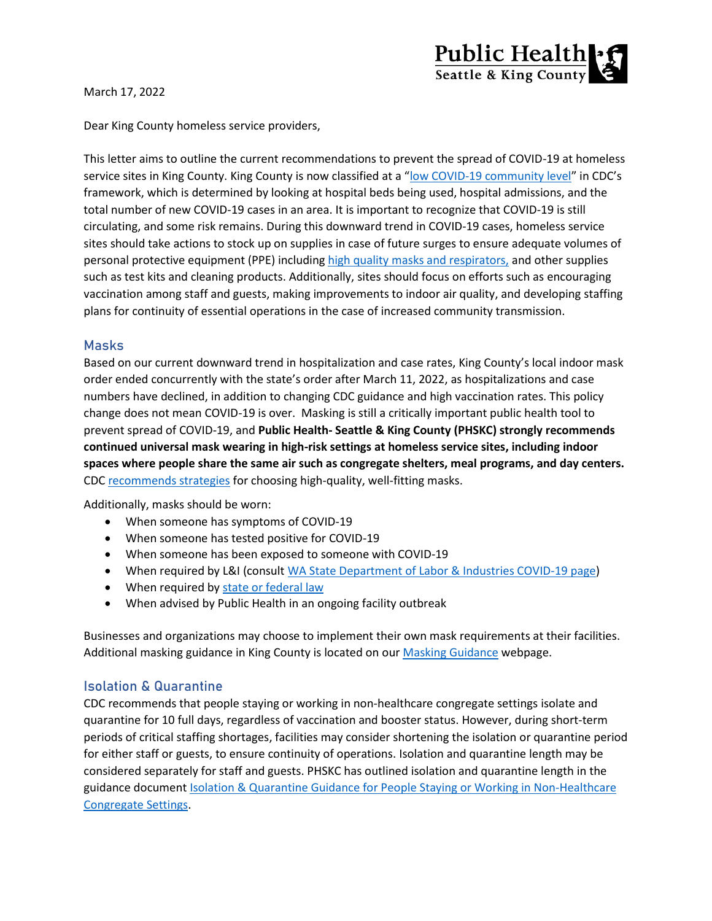Public Health
Seattle & King County

March 17, 2022

Dear King County homeless service providers,

This letter aims to outline the current recommendations to prevent the spread of COVID-19 at homeless service sites in King County. King County is now classified at a "low COVID-19 community level" in CDC's framework, which is determined by looking at hospital beds being used, hospital admissions, and the total number of new COVID-19 cases in an area. It is important to recognize that COVID-19 is still circulating, and some risk remains. During this downward trend in COVID-19 cases, homeless service sites should take actions to stock up on supplies in case of future surges to ensure adequate volumes of personal protective equipment (PPE) including high quality masks and respirators, and other supplies such as test kits and cleaning products. Additionally, sites should focus on efforts such as encouraging vaccination among staff and guests, making improvements to indoor air quality, and developing staffing plans for continuity of essential operations in the case of increased community transmission.

## Masks

Based on our current downward trend in hospitalization and case rates, King County's local indoor mask order ended concurrently with the state's order after March 11, 2022, as hospitalizations and case numbers have declined, in addition to changing CDC guidance and high vaccination rates. This policy change does not mean COVID-19 is over. Masking is still a critically important public health tool to prevent spread of COVID-19, and **Public Health- Seattle & King County (PHSKC) strongly recommends continued universal mask wearing in high-risk settings at homeless service sites, including indoor spaces where people share the same air such as congregate shelters, meal programs, and day centers.** CDC recommends strategies for choosing high-quality, well-fitting masks.

Additionally, masks should be worn:

- When someone has symptoms of COVID-19
- When someone has tested positive for COVID-19
- When someone has been exposed to someone with COVID-19
- When required by L&I (consult WA State Department of Labor & Industries COVID-19 page)
- When required by state or federal law
- When advised by Public Health in an ongoing facility outbreak

Businesses and organizations may choose to implement their own mask requirements at their facilities. Additional masking guidance in King County is located on our Masking Guidance webpage.

## Isolation & Quarantine

CDC recommends that people staying or working in non-healthcare congregate settings isolate and quarantine for 10 full days, regardless of vaccination and booster status. However, during short-term periods of critical staffing shortages, facilities may consider shortening the isolation or quarantine period for either staff or guests, to ensure continuity of operations. Isolation and quarantine length may be considered separately for staff and guests. PHSKC has outlined isolation and quarantine length in the guidance document Isolation & Quarantine Guidance for People Staying or Working in Non-Healthcare Congregate Settings.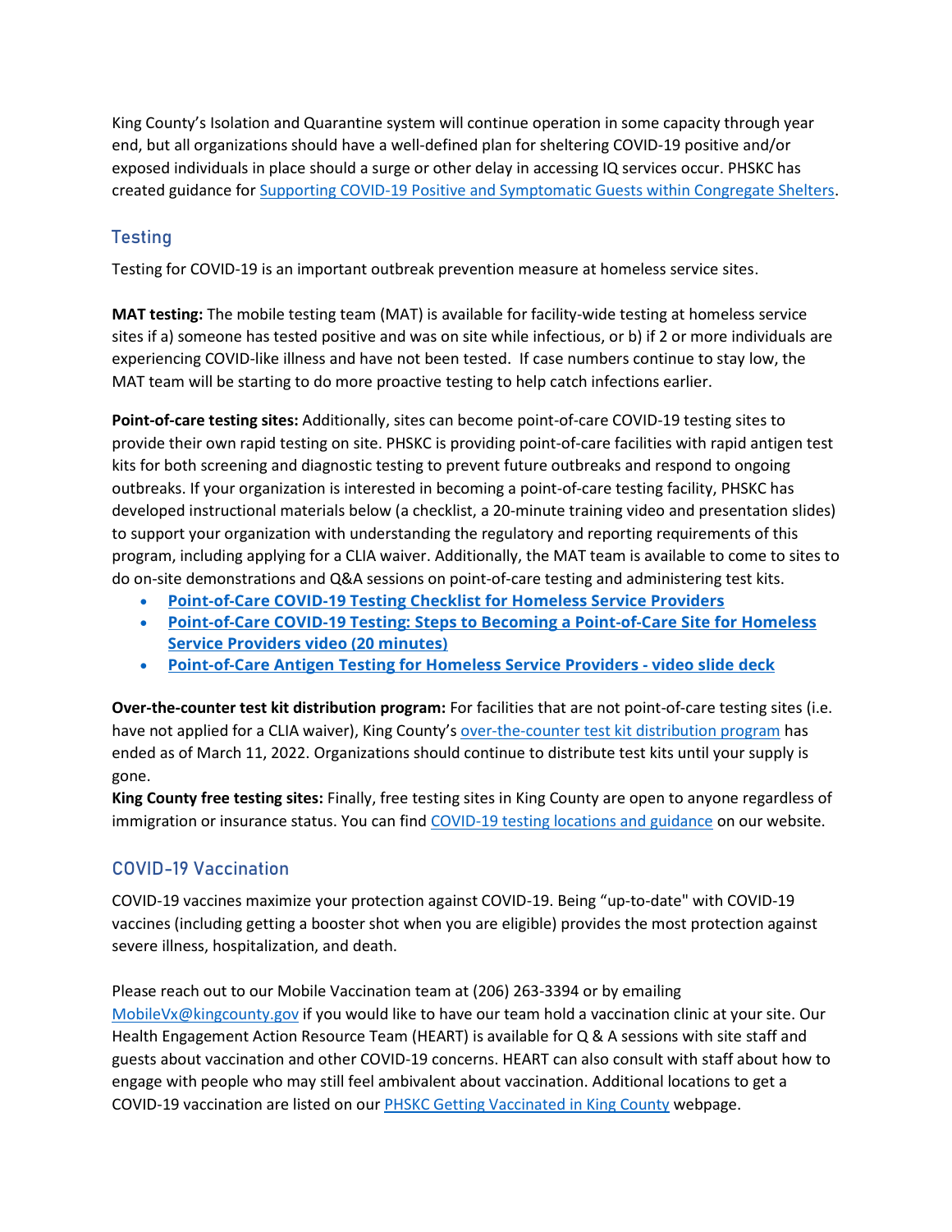King County's Isolation and Quarantine system will continue operation in some capacity through year end, but all organizations should have a well-defined plan for sheltering COVID-19 positive and/or exposed individuals in place should a surge or other delay in accessing IQ services occur. PHSKC has created guidance for Supporting COVID-19 Positive and Symptomatic Guests within Congregate Shelters.

## Testing

Testing for COVID-19 is an important outbreak prevention measure at homeless service sites.

**MAT testing:** The mobile testing team (MAT) is available for facility-wide testing at homeless service sites if a) someone has tested positive and was on site while infectious, or b) if 2 or more individuals are experiencing COVID-like illness and have not been tested. If case numbers continue to stay low, the MAT team will be starting to do more proactive testing to help catch infections earlier.

**Point-of-care testing sites:** Additionally, sites can become point-of-care COVID-19 testing sites to provide their own rapid testing on site. PHSKC is providing point-of-care facilities with rapid antigen test kits for both screening and diagnostic testing to prevent future outbreaks and respond to ongoing outbreaks. If your organization is interested in becoming a point-of-care testing facility, PHSKC has developed instructional materials below (a checklist, a 20-minute training video and presentation slides) to support your organization with understanding the regulatory and reporting requirements of this program, including applying for a CLIA waiver. Additionally, the MAT team is available to come to sites to do on-site demonstrations and Q&A sessions on point-of-care testing and administering test kits.

- **Point-of-Care COVID-19 Testing Checklist for Homeless Service Providers**
- **Point-of-Care COVID-19 Testing: Steps to Becoming a Point-of-Care Site for Homeless Service Providers video (20 minutes)**
- **Point-of-Care Antigen Testing for Homeless Service Providers - video slide deck**

**Over-the-counter test kit distribution program:** For facilities that are not point-of-care testing sites (i.e. have not applied for a CLIA waiver), King County's over-the-counter test kit distribution program has ended as of March 11, 2022. Organizations should continue to distribute test kits until your supply is gone.

**King County free testing sites:** Finally, free testing sites in King County are open to anyone regardless of immigration or insurance status. You can find COVID-19 testing locations and guidance on our website.

## COVID-19 Vaccination

COVID-19 vaccines maximize your protection against COVID-19. Being "up-to-date" with COVID-19 vaccines (including getting a booster shot when you are eligible) provides the most protection against severe illness, hospitalization, and death.

Please reach out to our Mobile Vaccination team at (206) 263-3394 or by emailing MobileVx@kingcounty.gov if you would like to have our team hold a vaccination clinic at your site. Our Health Engagement Action Resource Team (HEART) is available for Q & A sessions with site staff and guests about vaccination and other COVID-19 concerns. HEART can also consult with staff about how to engage with people who may still feel ambivalent about vaccination. Additional locations to get a COVID-19 vaccination are listed on our PHSKC Getting Vaccinated in King County webpage.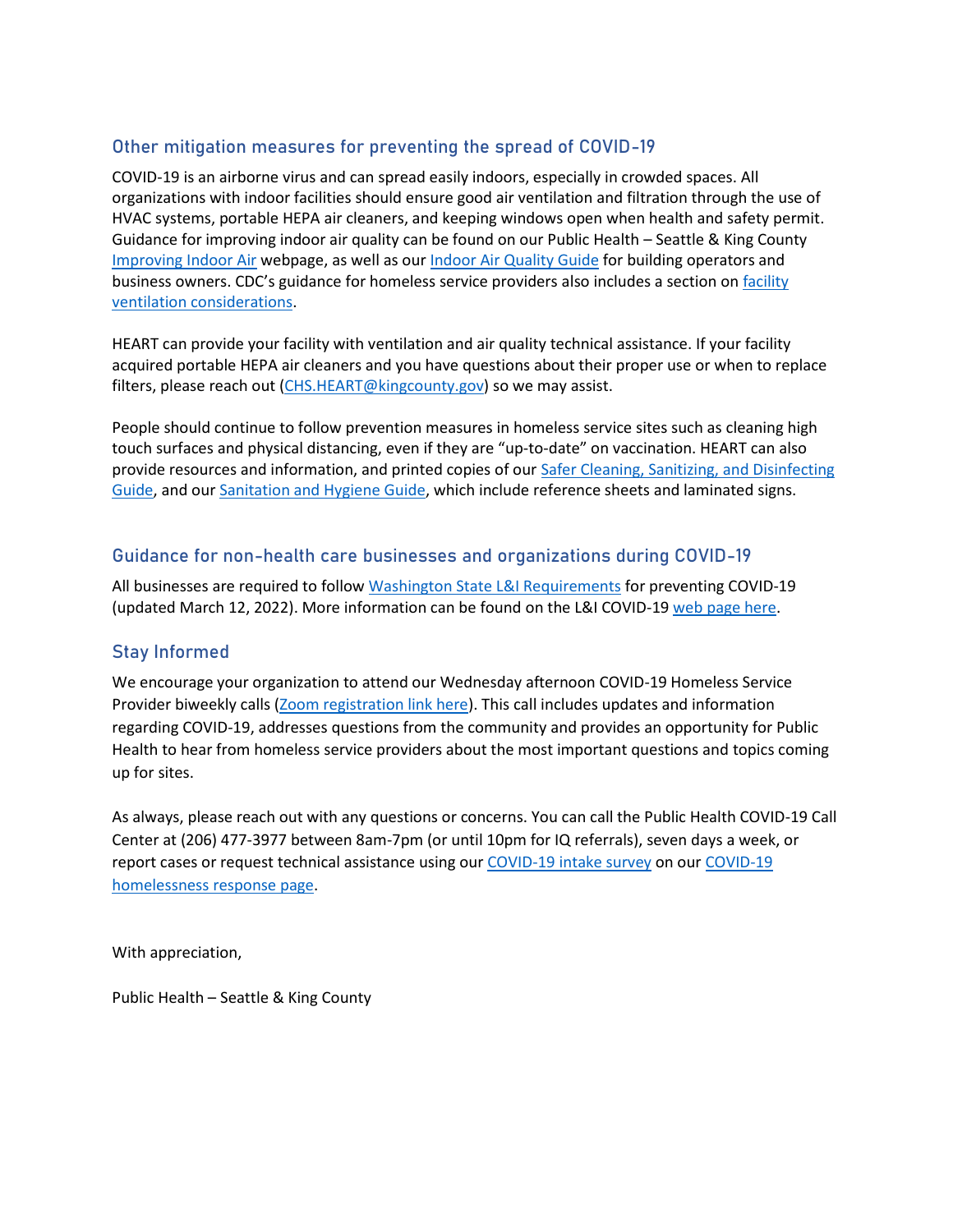## Other mitigation measures for preventing the spread of COVID-19

COVID-19 is an airborne virus and can spread easily indoors, especially in crowded spaces. All organizations with indoor facilities should ensure good air ventilation and filtration through the use of HVAC systems, portable HEPA air cleaners, and keeping windows open when health and safety permit. Guidance for improving indoor air quality can be found on our Public Health – Seattle & King County Improving Indoor Air webpage, as well as our Indoor Air Quality Guide for building operators and business owners. CDC's guidance for homeless service providers also includes a section on facility ventilation considerations.

HEART can provide your facility with ventilation and air quality technical assistance. If your facility acquired portable HEPA air cleaners and you have questions about their proper use or when to replace filters, please reach out (CHS.HEART@kingcounty.gov) so we may assist.

People should continue to follow prevention measures in homeless service sites such as cleaning high touch surfaces and physical distancing, even if they are "up-to-date" on vaccination. HEART can also provide resources and information, and printed copies of our Safer Cleaning, Sanitizing, and Disinfecting Guide, and our Sanitation and Hygiene Guide, which include reference sheets and laminated signs.

## Guidance for non-health care businesses and organizations during COVID-19

All businesses are required to follow Washington State L&I Requirements for preventing COVID-19 (updated March 12, 2022). More information can be found on the L&I COVID-19 web page here.

## Stay Informed

We encourage your organization to attend our Wednesday afternoon COVID-19 Homeless Service Provider biweekly calls (Zoom registration link here). This call includes updates and information regarding COVID-19, addresses questions from the community and provides an opportunity for Public Health to hear from homeless service providers about the most important questions and topics coming up for sites.

As always, please reach out with any questions or concerns. You can call the Public Health COVID-19 Call Center at (206) 477-3977 between 8am-7pm (or until 10pm for IQ referrals), seven days a week, or report cases or request technical assistance using our COVID-19 intake survey on our COVID-19 homelessness response page.

With appreciation,

Public Health – Seattle & King County